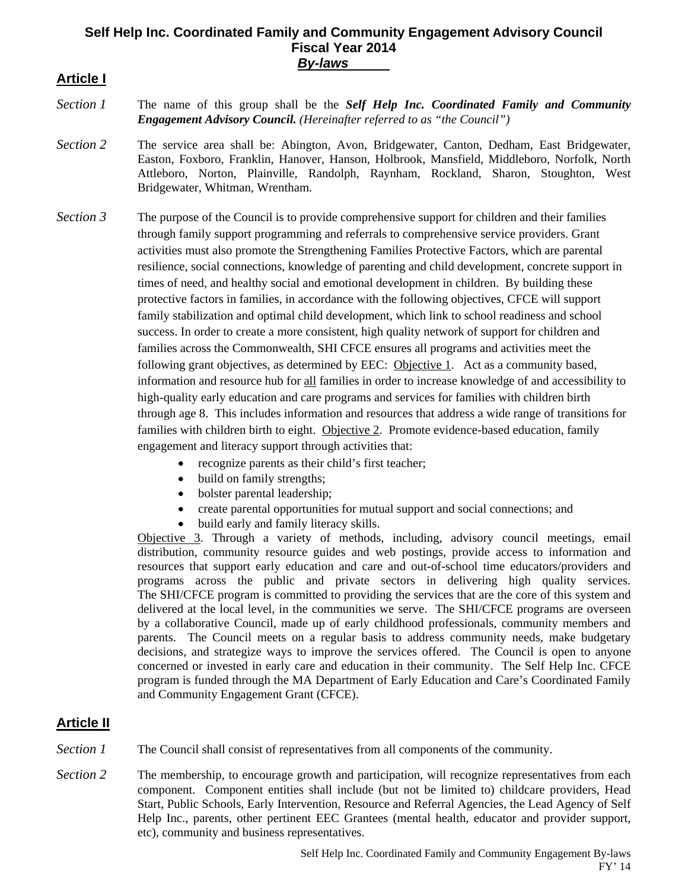# Self Help Inc. Coordinated Family and Community Engagement Advisory Council
# Fiscal Year 2014
# *By-laws*

## Article I

*Section 1* The name of this group shall be the ***Self Help Inc. Coordinated Family and Community Engagement Advisory Council.*** *(Hereinafter referred to as "the Council")*

*Section 2* The service area shall be: Abington, Avon, Bridgewater, Canton, Dedham, East Bridgewater, Easton, Foxboro, Franklin, Hanover, Hanson, Holbrook, Mansfield, Middleboro, Norfolk, North Attleboro, Norton, Plainville, Randolph, Raynham, Rockland, Sharon, Stoughton, West Bridgewater, Whitman, Wrentham.

*Section 3* The purpose of the Council is to provide comprehensive support for children and their families through family support programming and referrals to comprehensive service providers. Grant activities must also promote the Strengthening Families Protective Factors, which are parental resilience, social connections, knowledge of parenting and child development, concrete support in times of need, and healthy social and emotional development in children. By building these protective factors in families, in accordance with the following objectives, CFCE will support family stabilization and optimal child development, which link to school readiness and school success. In order to create a more consistent, high quality network of support for children and families across the Commonwealth, SHI CFCE ensures all programs and activities meet the following grant objectives, as determined by EEC: Objective 1. Act as a community based, information and resource hub for all families in order to increase knowledge of and accessibility to high-quality early education and care programs and services for families with children birth through age 8. This includes information and resources that address a wide range of transitions for families with children birth to eight. Objective 2. Promote evidence-based education, family engagement and literacy support through activities that:

- recognize parents as their child's first teacher;
- build on family strengths;
- bolster parental leadership;
- create parental opportunities for mutual support and social connections; and
- build early and family literacy skills.

Objective 3. Through a variety of methods, including, advisory council meetings, email distribution, community resource guides and web postings, provide access to information and resources that support early education and care and out-of-school time educators/providers and programs across the public and private sectors in delivering high quality services. The SHI/CFCE program is committed to providing the services that are the core of this system and delivered at the local level, in the communities we serve. The SHI/CFCE programs are overseen by a collaborative Council, made up of early childhood professionals, community members and parents. The Council meets on a regular basis to address community needs, make budgetary decisions, and strategize ways to improve the services offered. The Council is open to anyone concerned or invested in early care and education in their community. The Self Help Inc. CFCE program is funded through the MA Department of Early Education and Care's Coordinated Family and Community Engagement Grant (CFCE).

## Article II

*Section 1* The Council shall consist of representatives from all components of the community.

*Section 2* The membership, to encourage growth and participation, will recognize representatives from each component. Component entities shall include (but not be limited to) childcare providers, Head Start, Public Schools, Early Intervention, Resource and Referral Agencies, the Lead Agency of Self Help Inc., parents, other pertinent EEC Grantees (mental health, educator and provider support, etc), community and business representatives.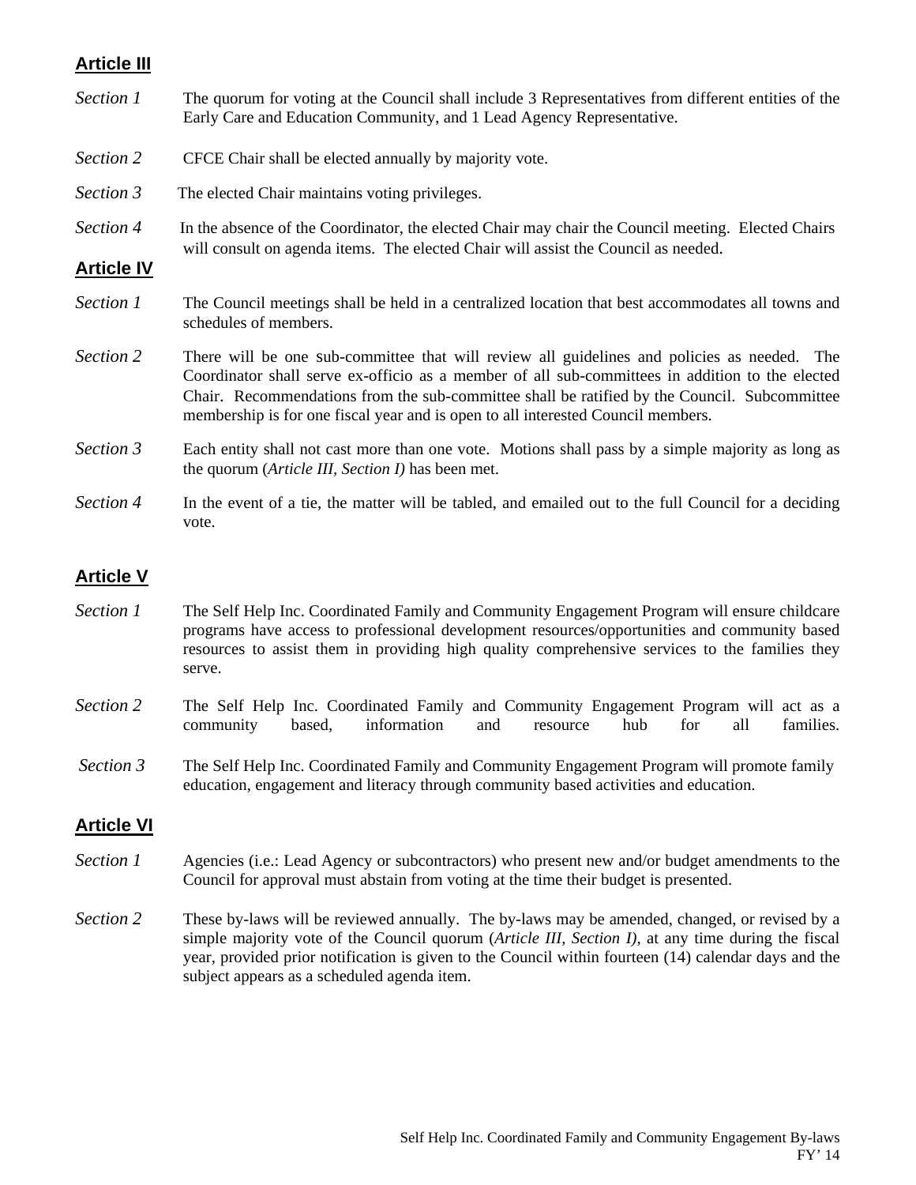## Article III

*Section 1* The quorum for voting at the Council shall include 3 Representatives from different entities of the Early Care and Education Community, and 1 Lead Agency Representative.

*Section 2* CFCE Chair shall be elected annually by majority vote.

*Section 3* The elected Chair maintains voting privileges.

*Section 4* In the absence of the Coordinator, the elected Chair may chair the Council meeting. Elected Chairs will consult on agenda items. The elected Chair will assist the Council as needed.

## Article IV

*Section 1* The Council meetings shall be held in a centralized location that best accommodates all towns and schedules of members.

*Section 2* There will be one sub-committee that will review all guidelines and policies as needed. The Coordinator shall serve ex-officio as a member of all sub-committees in addition to the elected Chair. Recommendations from the sub-committee shall be ratified by the Council. Subcommittee membership is for one fiscal year and is open to all interested Council members.

*Section 3* Each entity shall not cast more than one vote. Motions shall pass by a simple majority as long as the quorum (*Article III, Section I)* has been met.

*Section 4* In the event of a tie, the matter will be tabled, and emailed out to the full Council for a deciding vote.

## Article V

*Section 1* The Self Help Inc. Coordinated Family and Community Engagement Program will ensure childcare programs have access to professional development resources/opportunities and community based resources to assist them in providing high quality comprehensive services to the families they serve.

*Section 2* The Self Help Inc. Coordinated Family and Community Engagement Program will act as a community based, information and resource hub for all families.

*Section 3* The Self Help Inc. Coordinated Family and Community Engagement Program will promote family education, engagement and literacy through community based activities and education.

## Article VI

*Section 1* Agencies (i.e.: Lead Agency or subcontractors) who present new and/or budget amendments to the Council for approval must abstain from voting at the time their budget is presented.

*Section 2* These by-laws will be reviewed annually. The by-laws may be amended, changed, or revised by a simple majority vote of the Council quorum (*Article III, Section I),* at any time during the fiscal year, provided prior notification is given to the Council within fourteen (14) calendar days and the subject appears as a scheduled agenda item.